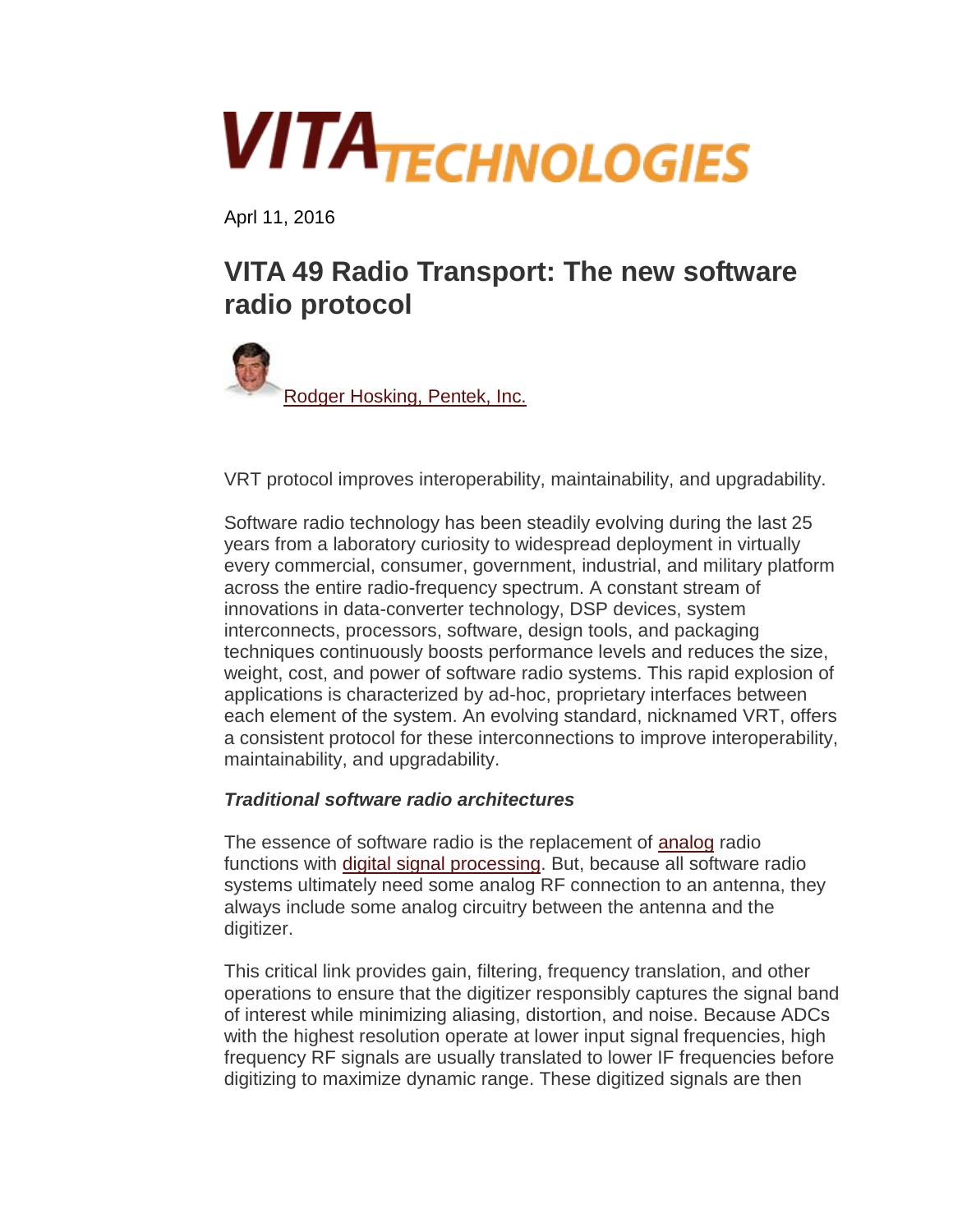# VITA TECHNOLOGIES

Aprl 11, 2016

## VITA 49 Radio Transport: The new software radio protocol

Rodger Hosking, Pentek, Inc.

VRT protocol improves interoperability, maintainability, and upgradability.

Software radio technology has been steadily evolving during the last 25 years from a laboratory curiosity to widespread deployment in virtually every commercial, consumer, government, industrial, and military platform across the entire radio-frequency spectrum. A constant stream of innovations in data-converter technology, DSP devices, system interconnects, processors, software, design tools, and packaging techniques continuously boosts performance levels and reduces the size, weight, cost, and power of software radio systems. This rapid explosion of applications is characterized by ad-hoc, proprietary interfaces between each element of the system. An evolving standard, nicknamed VRT, offers a consistent protocol for these interconnections to improve interoperability, maintainability, and upgradability.

### *Traditional software radio architectures*

The essence of software radio is the replacement of analog radio functions with digital signal processing. But, because all software radio systems ultimately need some analog RF connection to an antenna, they always include some analog circuitry between the antenna and the digitizer.

This critical link provides gain, filtering, frequency translation, and other operations to ensure that the digitizer responsibly captures the signal band of interest while minimizing aliasing, distortion, and noise. Because ADCs with the highest resolution operate at lower input signal frequencies, high frequency RF signals are usually translated to lower IF frequencies before digitizing to maximize dynamic range. These digitized signals are then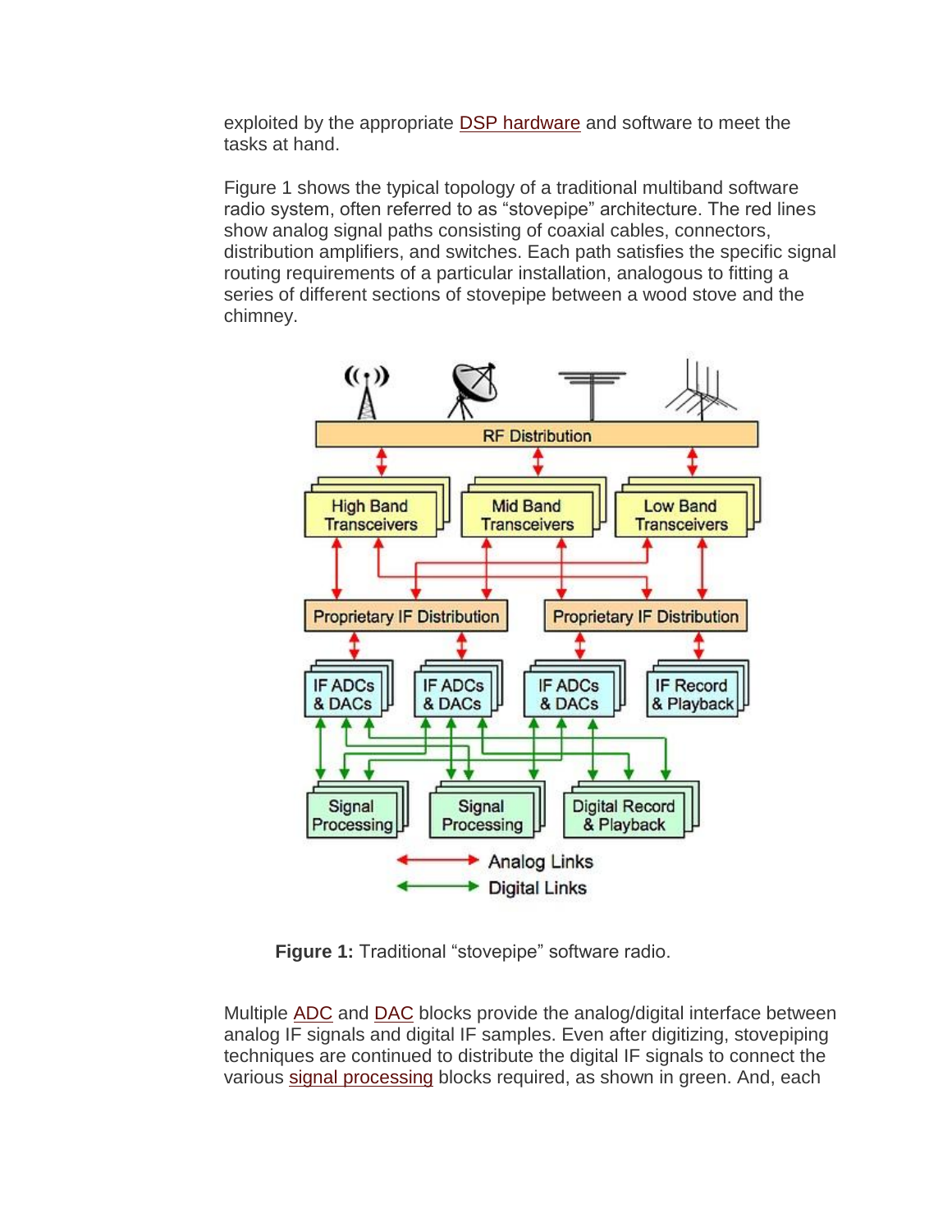exploited by the appropriate DSP hardware and software to meet the tasks at hand.

Figure 1 shows the typical topology of a traditional multiband software radio system, often referred to as "stovepipe" architecture. The red lines show analog signal paths consisting of coaxial cables, connectors, distribution amplifiers, and switches. Each path satisfies the specific signal routing requirements of a particular installation, analogous to fitting a series of different sections of stovepipe between a wood stove and the chimney.

**Figure 1:** Traditional "stovepipe" software radio.

Multiple ADC and DAC blocks provide the analog/digital interface between analog IF signals and digital IF samples. Even after digitizing, stovepiping techniques are continued to distribute the digital IF signals to connect the various signal processing blocks required, as shown in green. And, each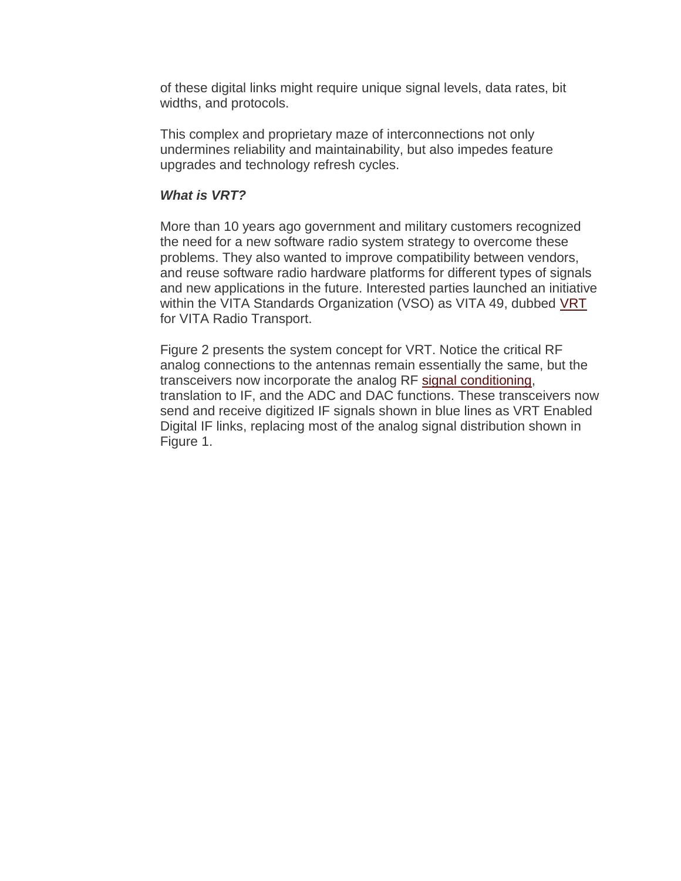of these digital links might require unique signal levels, data rates, bit widths, and protocols.

This complex and proprietary maze of interconnections not only undermines reliability and maintainability, but also impedes feature upgrades and technology refresh cycles.

***What is VRT?***

More than 10 years ago government and military customers recognized the need for a new software radio system strategy to overcome these problems. They also wanted to improve compatibility between vendors, and reuse software radio hardware platforms for different types of signals and new applications in the future. Interested parties launched an initiative within the VITA Standards Organization (VSO) as VITA 49, dubbed VRT for VITA Radio Transport.

Figure 2 presents the system concept for VRT. Notice the critical RF analog connections to the antennas remain essentially the same, but the transceivers now incorporate the analog RF signal conditioning, translation to IF, and the ADC and DAC functions. These transceivers now send and receive digitized IF signals shown in blue lines as VRT Enabled Digital IF links, replacing most of the analog signal distribution shown in Figure 1.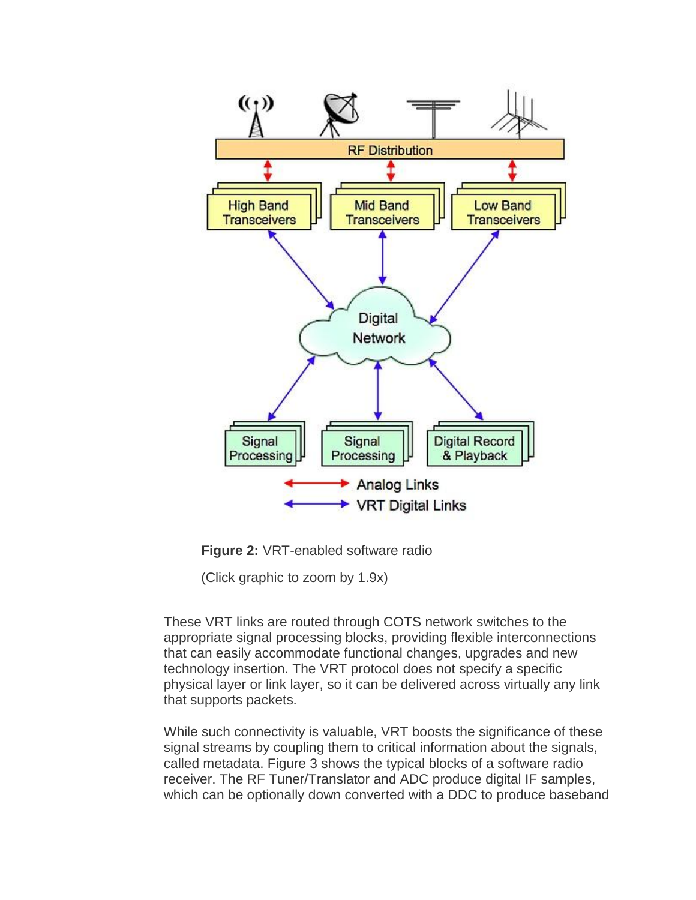**Figure 2:** VRT-enabled software radio

(Click graphic to zoom by 1.9x)

These VRT links are routed through COTS network switches to the appropriate signal processing blocks, providing flexible interconnections that can easily accommodate functional changes, upgrades and new technology insertion. The VRT protocol does not specify a specific physical layer or link layer, so it can be delivered across virtually any link that supports packets.

While such connectivity is valuable, VRT boosts the significance of these signal streams by coupling them to critical information about the signals, called metadata. Figure 3 shows the typical blocks of a software radio receiver. The RF Tuner/Translator and ADC produce digital IF samples, which can be optionally down converted with a DDC to produce baseband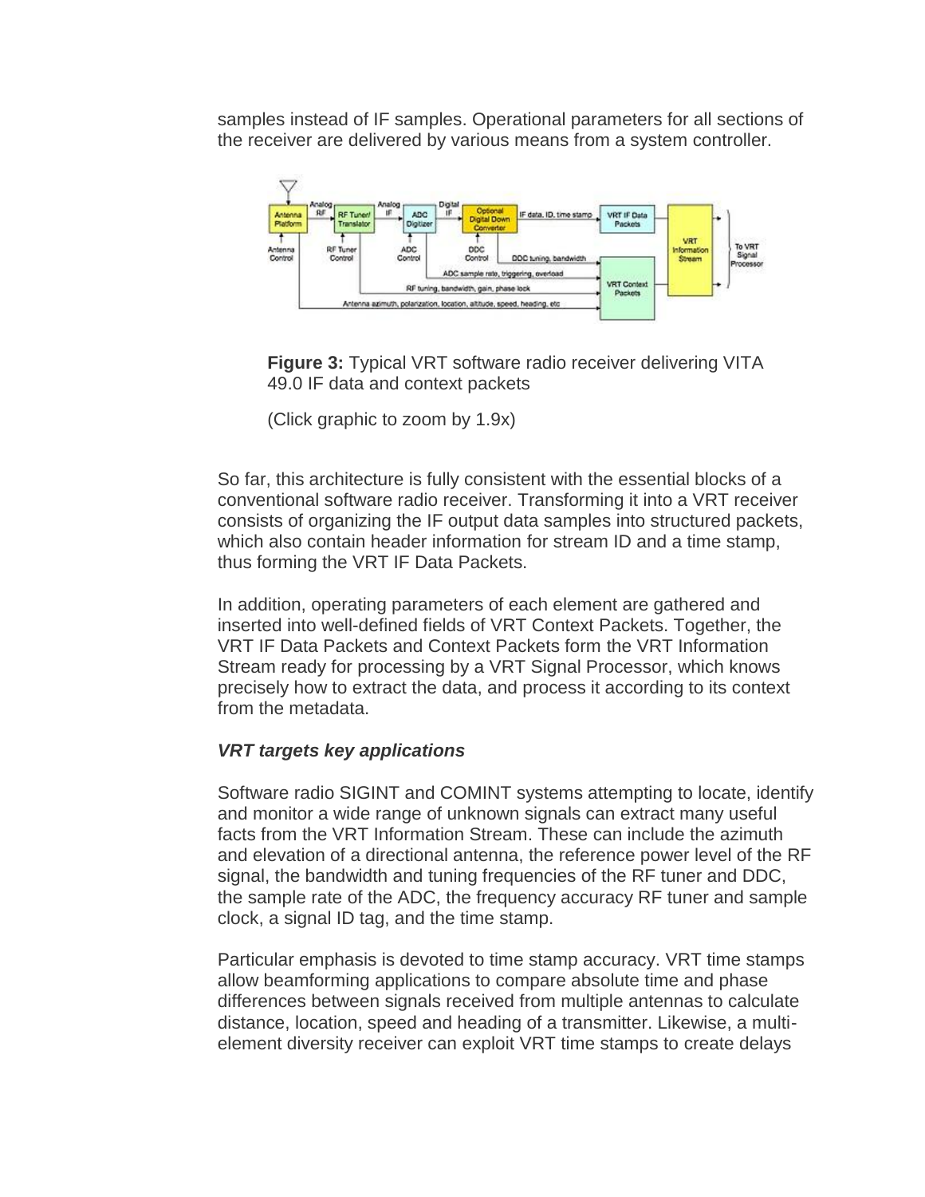samples instead of IF samples. Operational parameters for all sections of the receiver are delivered by various means from a system controller.

**Figure 3:** Typical VRT software radio receiver delivering VITA 49.0 IF data and context packets

(Click graphic to zoom by 1.9x)

So far, this architecture is fully consistent with the essential blocks of a conventional software radio receiver. Transforming it into a VRT receiver consists of organizing the IF output data samples into structured packets, which also contain header information for stream ID and a time stamp, thus forming the VRT IF Data Packets.

In addition, operating parameters of each element are gathered and inserted into well-defined fields of VRT Context Packets. Together, the VRT IF Data Packets and Context Packets form the VRT Information Stream ready for processing by a VRT Signal Processor, which knows precisely how to extract the data, and process it according to its context from the metadata.

***VRT targets key applications***

Software radio SIGINT and COMINT systems attempting to locate, identify and monitor a wide range of unknown signals can extract many useful facts from the VRT Information Stream. These can include the azimuth and elevation of a directional antenna, the reference power level of the RF signal, the bandwidth and tuning frequencies of the RF tuner and DDC, the sample rate of the ADC, the frequency accuracy RF tuner and sample clock, a signal ID tag, and the time stamp.

Particular emphasis is devoted to time stamp accuracy. VRT time stamps allow beamforming applications to compare absolute time and phase differences between signals received from multiple antennas to calculate distance, location, speed and heading of a transmitter. Likewise, a multi-element diversity receiver can exploit VRT time stamps to create delays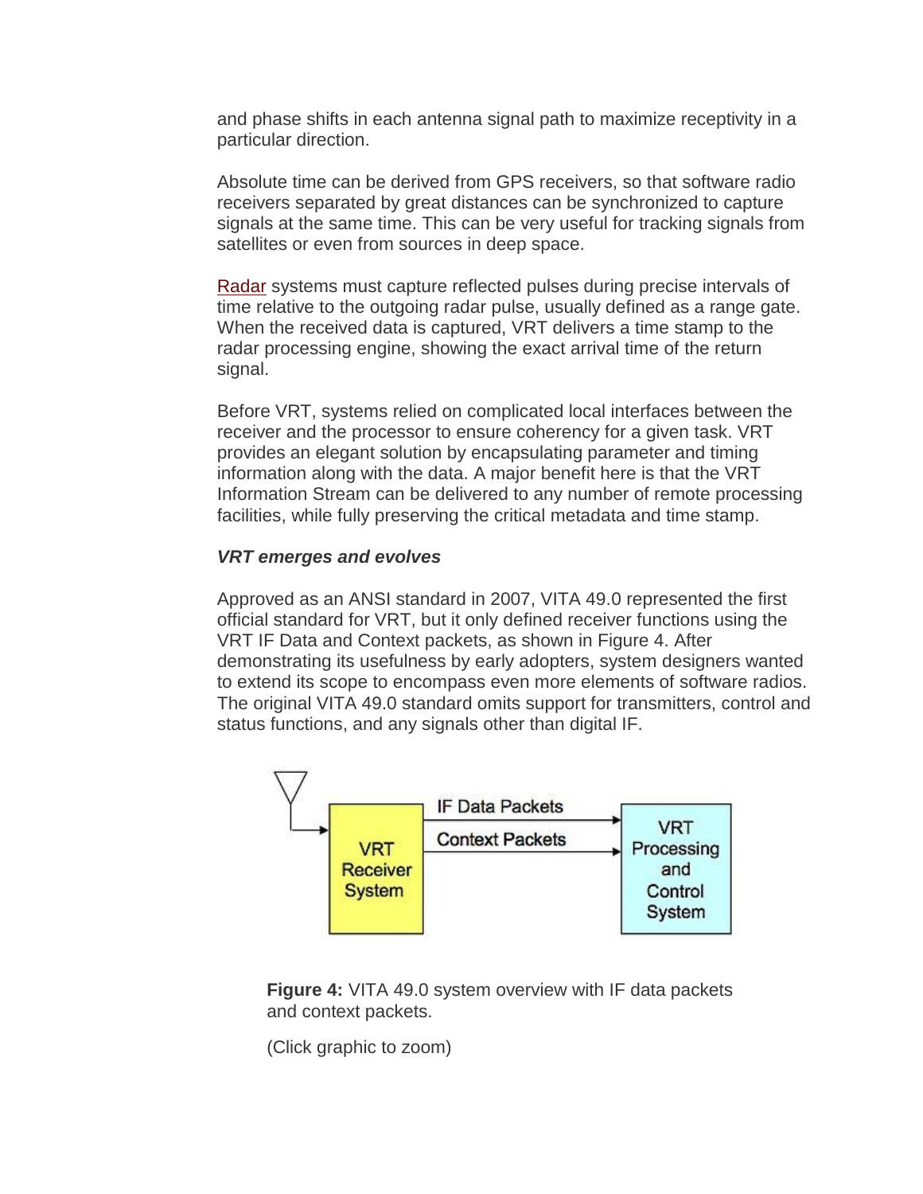and phase shifts in each antenna signal path to maximize receptivity in a particular direction.

Absolute time can be derived from GPS receivers, so that software radio receivers separated by great distances can be synchronized to capture signals at the same time. This can be very useful for tracking signals from satellites or even from sources in deep space.

Radar systems must capture reflected pulses during precise intervals of time relative to the outgoing radar pulse, usually defined as a range gate. When the received data is captured, VRT delivers a time stamp to the radar processing engine, showing the exact arrival time of the return signal.

Before VRT, systems relied on complicated local interfaces between the receiver and the processor to ensure coherency for a given task. VRT provides an elegant solution by encapsulating parameter and timing information along with the data. A major benefit here is that the VRT Information Stream can be delivered to any number of remote processing facilities, while fully preserving the critical metadata and time stamp.

***VRT emerges and evolves***

Approved as an ANSI standard in 2007, VITA 49.0 represented the first official standard for VRT, but it only defined receiver functions using the VRT IF Data and Context packets, as shown in Figure 4. After demonstrating its usefulness by early adopters, system designers wanted to extend its scope to encompass even more elements of software radios. The original VITA 49.0 standard omits support for transmitters, control and status functions, and any signals other than digital IF.

**Figure 4:** VITA 49.0 system overview with IF data packets and context packets.

(Click graphic to zoom)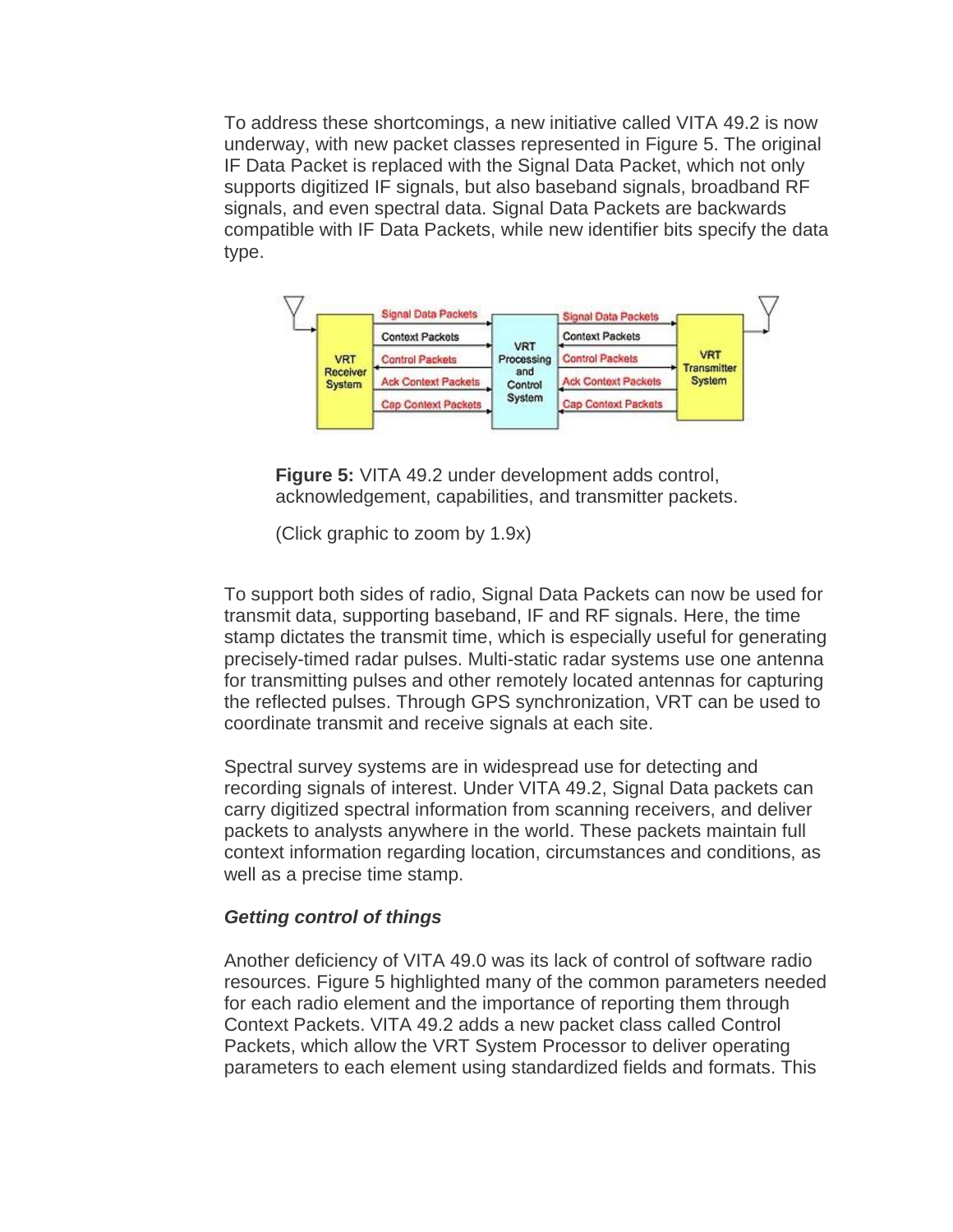To address these shortcomings, a new initiative called VITA 49.2 is now underway, with new packet classes represented in Figure 5. The original IF Data Packet is replaced with the Signal Data Packet, which not only supports digitized IF signals, but also baseband signals, broadband RF signals, and even spectral data. Signal Data Packets are backwards compatible with IF Data Packets, while new identifier bits specify the data type.

**Figure 5:** VITA 49.2 under development adds control, acknowledgement, capabilities, and transmitter packets.

(Click graphic to zoom by 1.9x)

To support both sides of radio, Signal Data Packets can now be used for transmit data, supporting baseband, IF and RF signals. Here, the time stamp dictates the transmit time, which is especially useful for generating precisely-timed radar pulses. Multi-static radar systems use one antenna for transmitting pulses and other remotely located antennas for capturing the reflected pulses. Through GPS synchronization, VRT can be used to coordinate transmit and receive signals at each site.

Spectral survey systems are in widespread use for detecting and recording signals of interest. Under VITA 49.2, Signal Data packets can carry digitized spectral information from scanning receivers, and deliver packets to analysts anywhere in the world. These packets maintain full context information regarding location, circumstances and conditions, as well as a precise time stamp.

***Getting control of things***

Another deficiency of VITA 49.0 was its lack of control of software radio resources. Figure 5 highlighted many of the common parameters needed for each radio element and the importance of reporting them through Context Packets. VITA 49.2 adds a new packet class called Control Packets, which allow the VRT System Processor to deliver operating parameters to each element using standardized fields and formats. This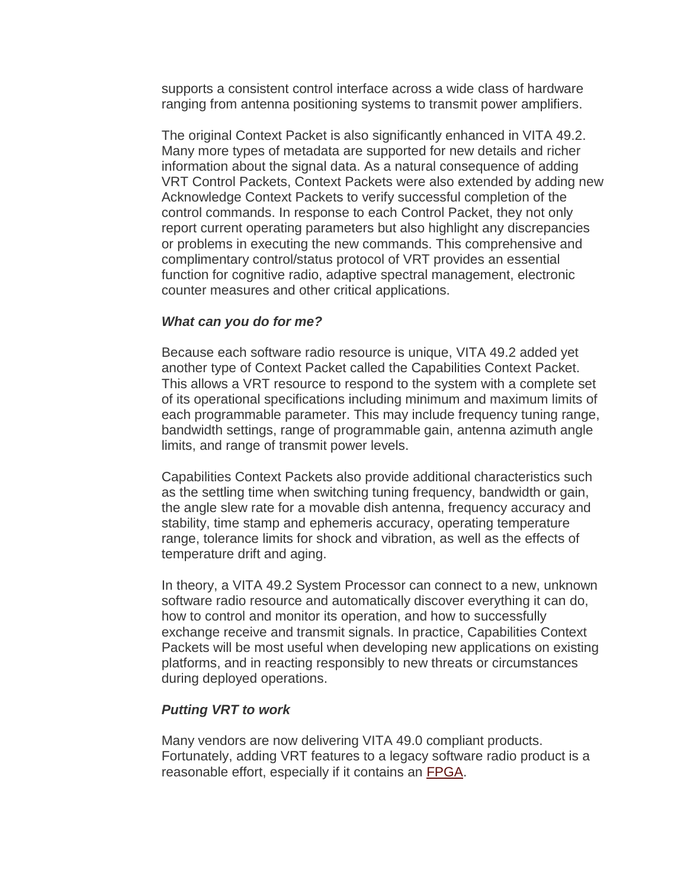supports a consistent control interface across a wide class of hardware ranging from antenna positioning systems to transmit power amplifiers.

The original Context Packet is also significantly enhanced in VITA 49.2. Many more types of metadata are supported for new details and richer information about the signal data. As a natural consequence of adding VRT Control Packets, Context Packets were also extended by adding new Acknowledge Context Packets to verify successful completion of the control commands. In response to each Control Packet, they not only report current operating parameters but also highlight any discrepancies or problems in executing the new commands. This comprehensive and complimentary control/status protocol of VRT provides an essential function for cognitive radio, adaptive spectral management, electronic counter measures and other critical applications.

***What can you do for me?***

Because each software radio resource is unique, VITA 49.2 added yet another type of Context Packet called the Capabilities Context Packet. This allows a VRT resource to respond to the system with a complete set of its operational specifications including minimum and maximum limits of each programmable parameter. This may include frequency tuning range, bandwidth settings, range of programmable gain, antenna azimuth angle limits, and range of transmit power levels.

Capabilities Context Packets also provide additional characteristics such as the settling time when switching tuning frequency, bandwidth or gain, the angle slew rate for a movable dish antenna, frequency accuracy and stability, time stamp and ephemeris accuracy, operating temperature range, tolerance limits for shock and vibration, as well as the effects of temperature drift and aging.

In theory, a VITA 49.2 System Processor can connect to a new, unknown software radio resource and automatically discover everything it can do, how to control and monitor its operation, and how to successfully exchange receive and transmit signals. In practice, Capabilities Context Packets will be most useful when developing new applications on existing platforms, and in reacting responsibly to new threats or circumstances during deployed operations.

***Putting VRT to work***

Many vendors are now delivering VITA 49.0 compliant products. Fortunately, adding VRT features to a legacy software radio product is a reasonable effort, especially if it contains an FPGA.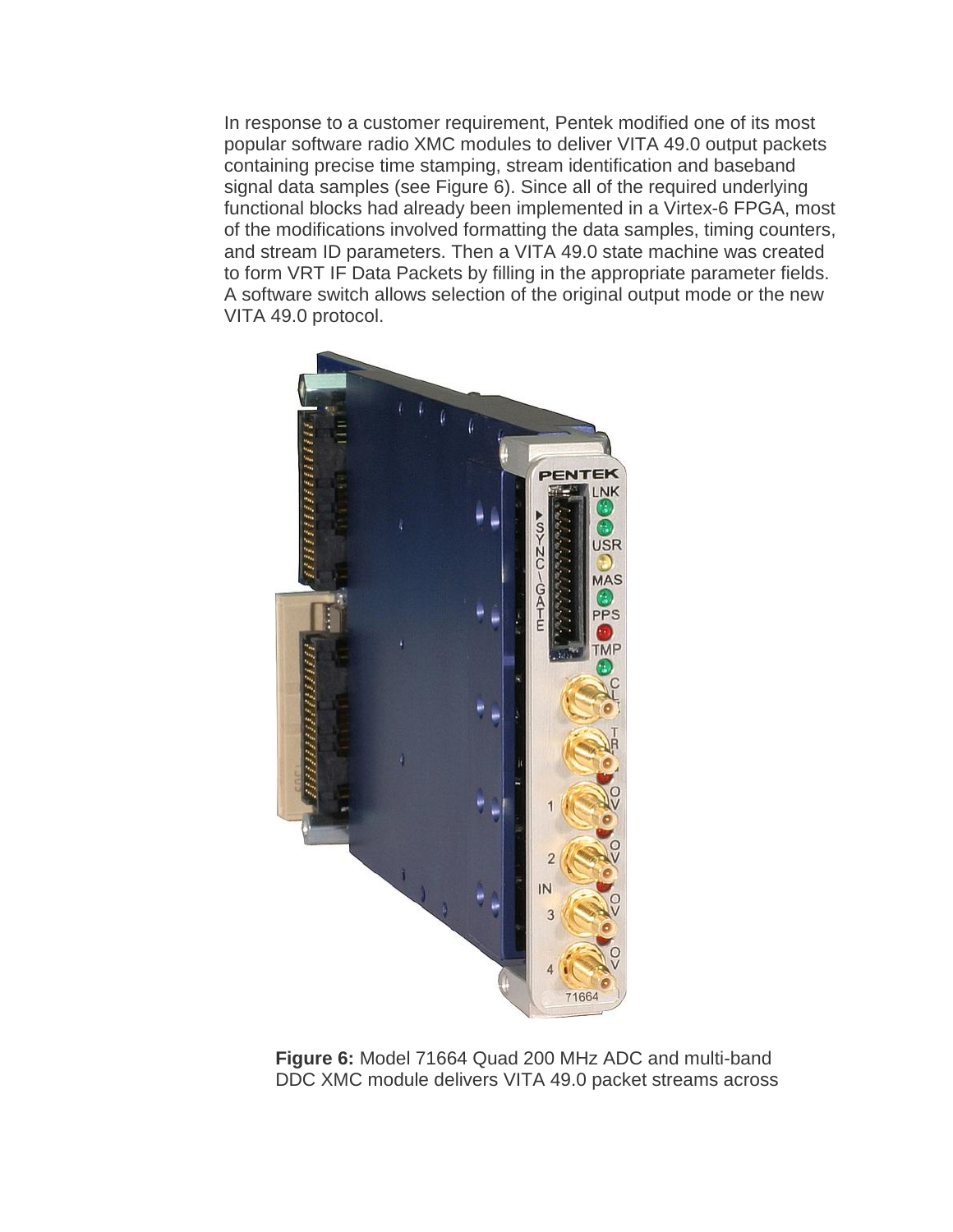In response to a customer requirement, Pentek modified one of its most popular software radio XMC modules to deliver VITA 49.0 output packets containing precise time stamping, stream identification and baseband signal data samples (see Figure 6). Since all of the required underlying functional blocks had already been implemented in a Virtex-6 FPGA, most of the modifications involved formatting the data samples, timing counters, and stream ID parameters. Then a VITA 49.0 state machine was created to form VRT IF Data Packets by filling in the appropriate parameter fields. A software switch allows selection of the original output mode or the new VITA 49.0 protocol.

**Figure 6:** Model 71664 Quad 200 MHz ADC and multi-band DDC XMC module delivers VITA 49.0 packet streams across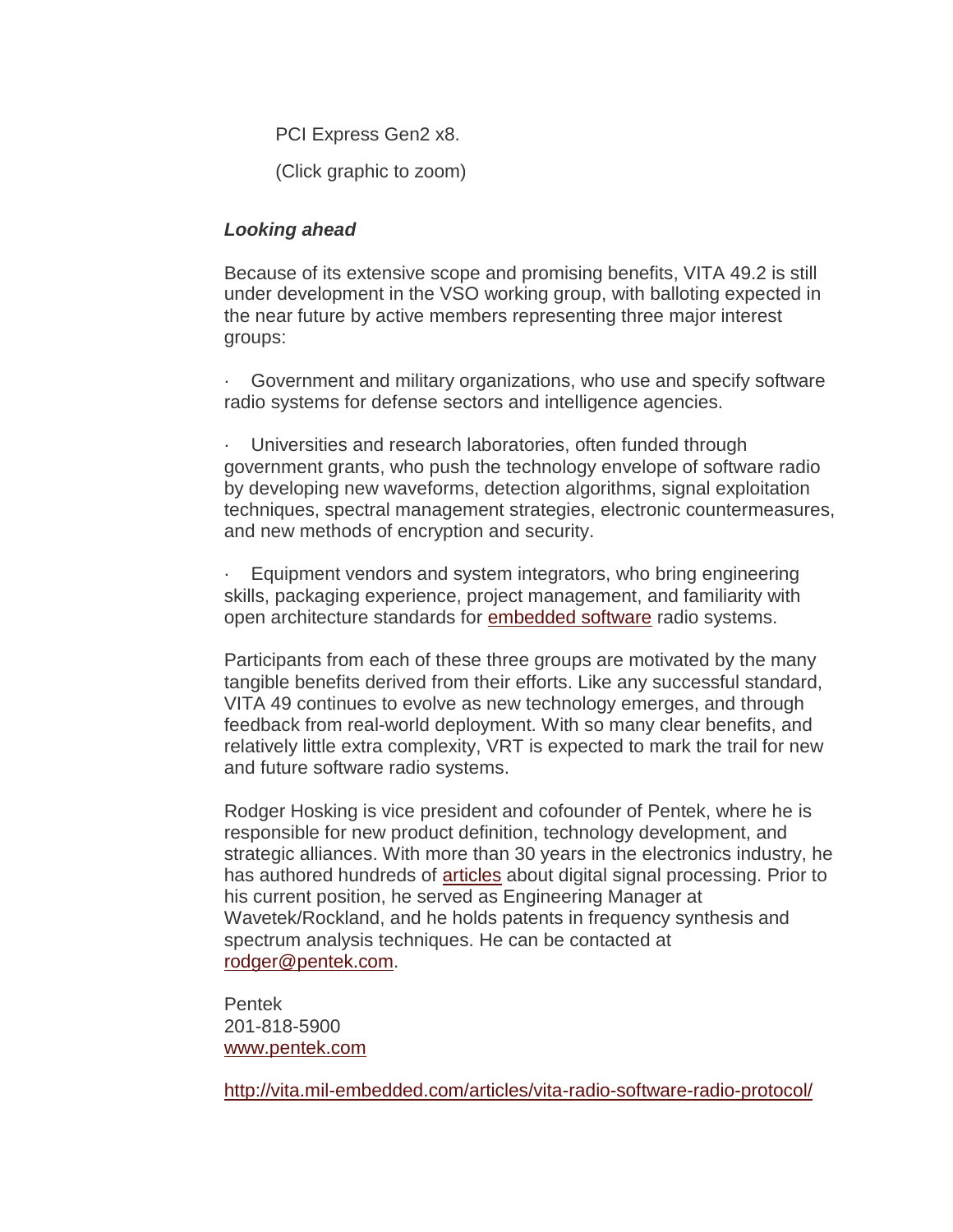PCI Express Gen2 x8.

(Click graphic to zoom)

***Looking ahead***

Because of its extensive scope and promising benefits, VITA 49.2 is still under development in the VSO working group, with balloting expected in the near future by active members representing three major interest groups:

- Government and military organizations, who use and specify software radio systems for defense sectors and intelligence agencies.

- Universities and research laboratories, often funded through government grants, who push the technology envelope of software radio by developing new waveforms, detection algorithms, signal exploitation techniques, spectral management strategies, electronic countermeasures, and new methods of encryption and security.

- Equipment vendors and system integrators, who bring engineering skills, packaging experience, project management, and familiarity with open architecture standards for embedded software radio systems.

Participants from each of these three groups are motivated by the many tangible benefits derived from their efforts. Like any successful standard, VITA 49 continues to evolve as new technology emerges, and through feedback from real-world deployment. With so many clear benefits, and relatively little extra complexity, VRT is expected to mark the trail for new and future software radio systems.

Rodger Hosking is vice president and cofounder of Pentek, where he is responsible for new product definition, technology development, and strategic alliances. With more than 30 years in the electronics industry, he has authored hundreds of articles about digital signal processing. Prior to his current position, he served as Engineering Manager at Wavetek/Rockland, and he holds patents in frequency synthesis and spectrum analysis techniques. He can be contacted at rodger@pentek.com.

Pentek
201-818-5900
www.pentek.com

http://vita.mil-embedded.com/articles/vita-radio-software-radio-protocol/